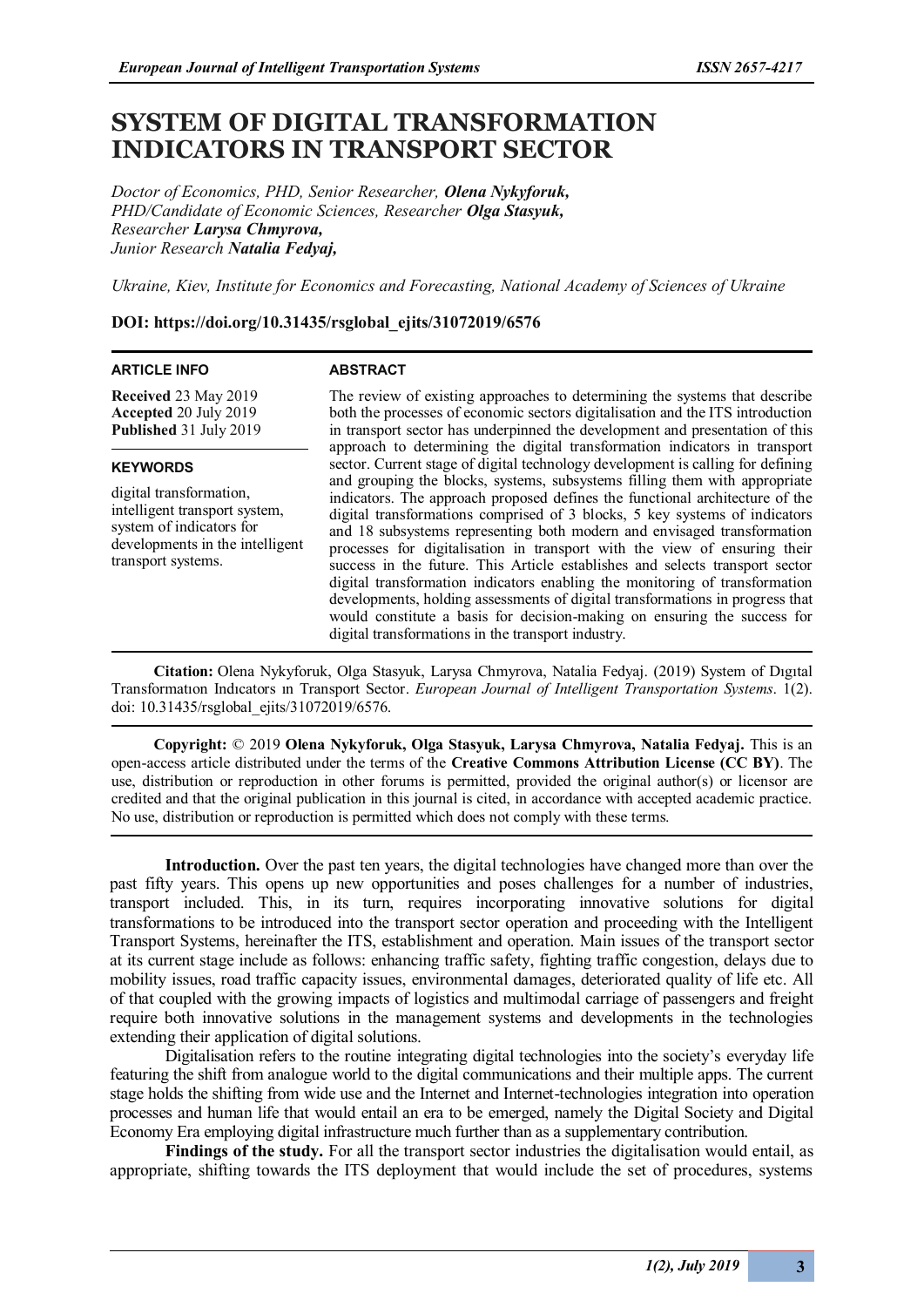# SYSTEM OF DIGITAL TRANSFORMATION INDICATORS IN TRANSPORT SECTOR

*Doctor of Economics, PHD, Senior Researcher,* ***Olena Nykyforuk,***
*PHD/Candidate of Economic Sciences, Researcher* ***Olga Stasyuk,***
*Researcher* ***Larysa Chmyrova,***
*Junior Research* ***Natalia Fedyaj,***

*Ukraine, Kiev, Institute for Economics and Forecasting, National Academy of Sciences of Ukraine*

**DOI: https://doi.org/10.31435/rsglobal_ejits/31072019/6576**

**ARTICLE INFO**

**Received** 23 May 2019
**Accepted** 20 July 2019
**Published** 31 July 2019

**KEYWORDS**

digital transformation, intelligent transport system, system of indicators for developments in the intelligent transport systems.

**ABSTRACT**

The review of existing approaches to determining the systems that describe both the processes of economic sectors digitalisation and the ITS introduction in transport sector has underpinned the development and presentation of this approach to determining the digital transformation indicators in transport sector. Current stage of digital technology development is calling for defining and grouping the blocks, systems, subsystems filling them with appropriate indicators. The approach proposed defines the functional architecture of the digital transformations comprised of 3 blocks, 5 key systems of indicators and 18 subsystems representing both modern and envisaged transformation processes for digitalisation in transport with the view of ensuring their success in the future. This Article establishes and selects transport sector digital transformation indicators enabling the monitoring of transformation developments, holding assessments of digital transformations in progress that would constitute a basis for decision-making on ensuring the success for digital transformations in the transport industry.

**Citation:** Olena Nykyforuk, Olga Stasyuk, Larysa Chmyrova, Natalia Fedyaj. (2019) System of Dıgıtal Transformatıon Indıcators ın Transport Sector. *European Journal of Intelligent Transportation Systems*. 1(2). doi: 10.31435/rsglobal_ejits/31072019/6576.

**Copyright:** © 2019 **Olena Nykyforuk, Olga Stasyuk, Larysa Chmyrova, Natalia Fedyaj.** This is an open-access article distributed under the terms of the **Creative Commons Attribution License (CC BY)**. The use, distribution or reproduction in other forums is permitted, provided the original author(s) or licensor are credited and that the original publication in this journal is cited, in accordance with accepted academic practice. No use, distribution or reproduction is permitted which does not comply with these terms.

**Introduction.** Over the past ten years, the digital technologies have changed more than over the past fifty years. This opens up new opportunities and poses challenges for a number of industries, transport included. This, in its turn, requires incorporating innovative solutions for digital transformations to be introduced into the transport sector operation and proceeding with the Intelligent Transport Systems, hereinafter the ITS, establishment and operation. Main issues of the transport sector at its current stage include as follows: enhancing traffic safety, fighting traffic congestion, delays due to mobility issues, road traffic capacity issues, environmental damages, deteriorated quality of life etc. All of that coupled with the growing impacts of logistics and multimodal carriage of passengers and freight require both innovative solutions in the management systems and developments in the technologies extending their application of digital solutions.

Digitalisation refers to the routine integrating digital technologies into the society's everyday life featuring the shift from analogue world to the digital communications and their multiple apps. The current stage holds the shifting from wide use and the Internet and Internet-technologies integration into operation processes and human life that would entail an era to be emerged, namely the Digital Society and Digital Economy Era employing digital infrastructure much further than as a supplementary contribution.

**Findings of the study.** For all the transport sector industries the digitalisation would entail, as appropriate, shifting towards the ITS deployment that would include the set of procedures, systems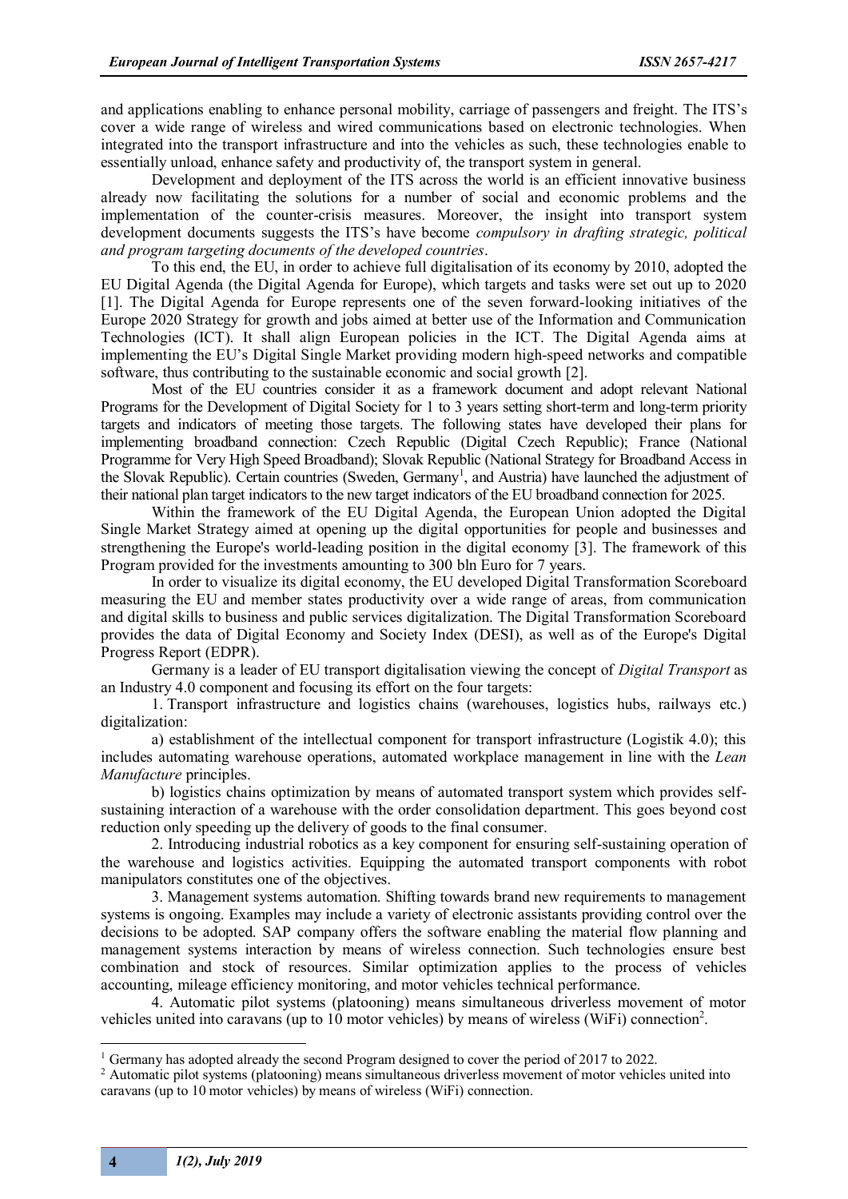and applications enabling to enhance personal mobility, carriage of passengers and freight. The ITS's cover a wide range of wireless and wired communications based on electronic technologies. When integrated into the transport infrastructure and into the vehicles as such, these technologies enable to essentially unload, enhance safety and productivity of, the transport system in general.

Development and deployment of the ITS across the world is an efficient innovative business already now facilitating the solutions for a number of social and economic problems and the implementation of the counter-crisis measures. Moreover, the insight into transport system development documents suggests the ITS's have become *compulsory in drafting strategic, political and program targeting documents of the developed countries*.

To this end, the EU, in order to achieve full digitalisation of its economy by 2010, adopted the EU Digital Agenda (the Digital Agenda for Europe), which targets and tasks were set out up to 2020 [1]. The Digital Agenda for Europe represents one of the seven forward-looking initiatives of the Europe 2020 Strategy for growth and jobs aimed at better use of the Information and Communication Technologies (ICT). It shall align European policies in the ICT. The Digital Agenda aims at implementing the EU's Digital Single Market providing modern high-speed networks and compatible software, thus contributing to the sustainable economic and social growth [2].

Most of the EU countries consider it as a framework document and adopt relevant National Programs for the Development of Digital Society for 1 to 3 years setting short-term and long-term priority targets and indicators of meeting those targets. The following states have developed their plans for implementing broadband connection: Czech Republic (Digital Czech Republic); France (National Programme for Very High Speed Broadband); Slovak Republic (National Strategy for Broadband Access in the Slovak Republic). Certain countries (Sweden, Germany[1], and Austria) have launched the adjustment of their national plan target indicators to the new target indicators of the EU broadband connection for 2025.

Within the framework of the EU Digital Agenda, the European Union adopted the Digital Single Market Strategy aimed at opening up the digital opportunities for people and businesses and strengthening the Europe's world-leading position in the digital economy [3]. The framework of this Program provided for the investments amounting to 300 bln Euro for 7 years.

In order to visualize its digital economy, the EU developed Digital Transformation Scoreboard measuring the EU and member states productivity over a wide range of areas, from communication and digital skills to business and public services digitalization. The Digital Transformation Scoreboard provides the data of Digital Economy and Society Index (DESI), as well as of the Europe's Digital Progress Report (EDPR).

Germany is a leader of EU transport digitalisation viewing the concept of *Digital Transport* as an Industry 4.0 component and focusing its effort on the four targets:

1. Transport infrastructure and logistics chains (warehouses, logistics hubs, railways etc.) digitalization:

a) establishment of the intellectual component for transport infrastructure (Logistik 4.0); this includes automating warehouse operations, automated workplace management in line with the *Lean Manufacture* principles.

b) logistics chains optimization by means of automated transport system which provides self-sustaining interaction of a warehouse with the order consolidation department. This goes beyond cost reduction only speeding up the delivery of goods to the final consumer.

2. Introducing industrial robotics as a key component for ensuring self-sustaining operation of the warehouse and logistics activities. Equipping the automated transport components with robot manipulators constitutes one of the objectives.

3. Management systems automation. Shifting towards brand new requirements to management systems is ongoing. Examples may include a variety of electronic assistants providing control over the decisions to be adopted. SAP company offers the software enabling the material flow planning and management systems interaction by means of wireless connection. Such technologies ensure best combination and stock of resources. Similar optimization applies to the process of vehicles accounting, mileage efficiency monitoring, and motor vehicles technical performance.

4. Automatic pilot systems (platooning) means simultaneous driverless movement of motor vehicles united into caravans (up to 10 motor vehicles) by means of wireless (WiFi) connection[2].

---

[1] Germany has adopted already the second Program designed to cover the period of 2017 to 2022.

[2] Automatic pilot systems (platooning) means simultaneous driverless movement of motor vehicles united into caravans (up to 10 motor vehicles) by means of wireless (WiFi) connection.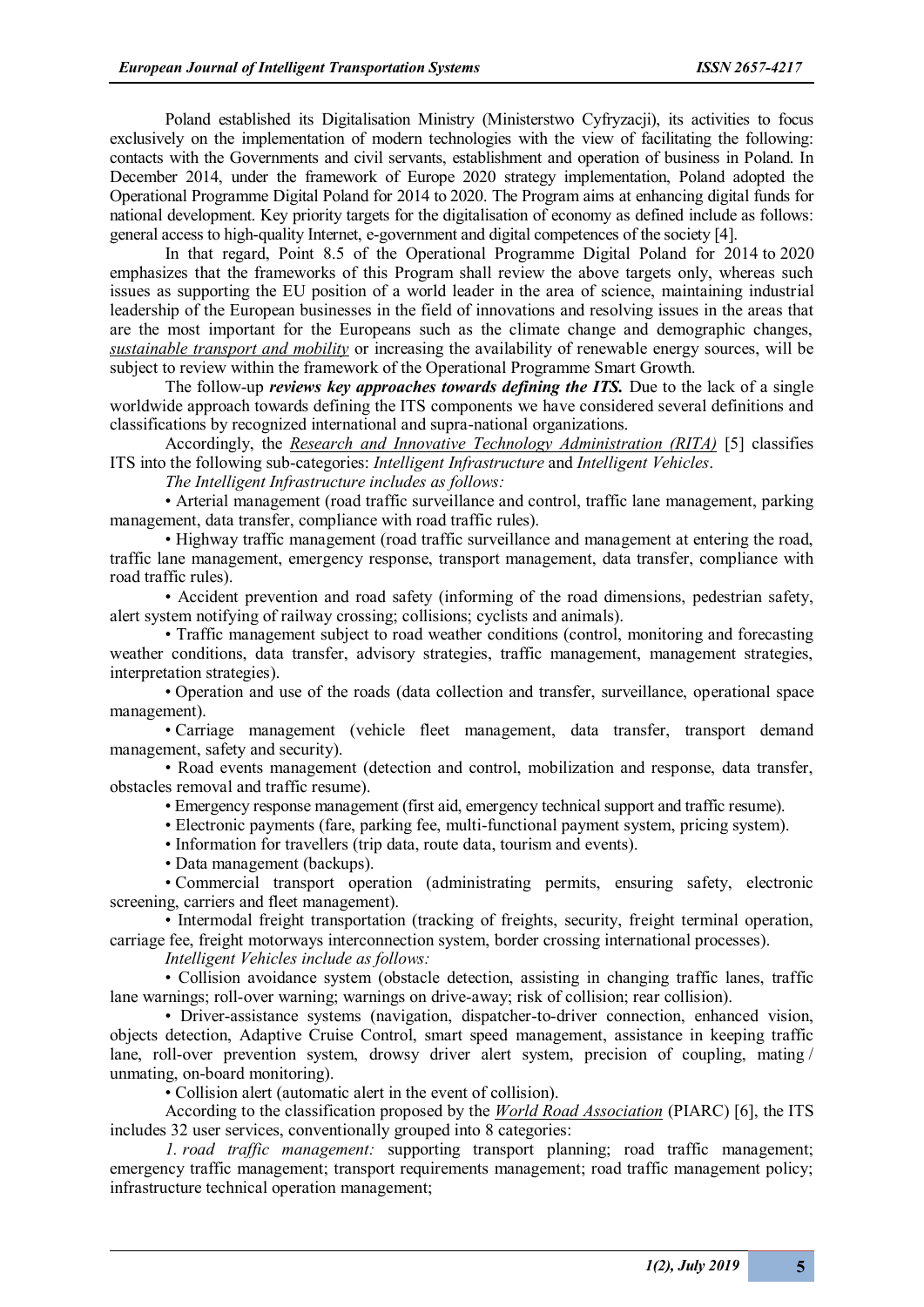Poland established its Digitalisation Ministry (Ministerstwo Cyfryzacji), its activities to focus exclusively on the implementation of modern technologies with the view of facilitating the following: contacts with the Governments and civil servants, establishment and operation of business in Poland. In December 2014, under the framework of Europe 2020 strategy implementation, Poland adopted the Operational Programme Digital Poland for 2014 to 2020. The Program aims at enhancing digital funds for national development. Key priority targets for the digitalisation of economy as defined include as follows: general access to high-quality Internet, e-government and digital competences of the society [4].

In that regard, Point 8.5 of the Operational Programme Digital Poland for 2014 to 2020 emphasizes that the frameworks of this Program shall review the above targets only, whereas such issues as supporting the EU position of a world leader in the area of science, maintaining industrial leadership of the European businesses in the field of innovations and resolving issues in the areas that are the most important for the Europeans such as the climate change and demographic changes, *sustainable transport and mobility* or increasing the availability of renewable energy sources, will be subject to review within the framework of the Operational Programme Smart Growth.

The follow-up ***reviews key approaches towards defining the ITS.*** Due to the lack of a single worldwide approach towards defining the ITS components we have considered several definitions and classifications by recognized international and supra-national organizations.

Accordingly, the *Research and Innovative Technology Administration (RITA)* [5] classifies ITS into the following sub-categories: *Intelligent Infrastructure* and *Intelligent Vehicles*.

*The Intelligent Infrastructure includes as follows:*

- Arterial management (road traffic surveillance and control, traffic lane management, parking management, data transfer, compliance with road traffic rules).
- Highway traffic management (road traffic surveillance and management at entering the road, traffic lane management, emergency response, transport management, data transfer, compliance with road traffic rules).
- Accident prevention and road safety (informing of the road dimensions, pedestrian safety, alert system notifying of railway crossing; collisions; cyclists and animals).
- Traffic management subject to road weather conditions (control, monitoring and forecasting weather conditions, data transfer, advisory strategies, traffic management, management strategies, interpretation strategies).
- Operation and use of the roads (data collection and transfer, surveillance, operational space management).
- Carriage management (vehicle fleet management, data transfer, transport demand management, safety and security).
- Road events management (detection and control, mobilization and response, data transfer, obstacles removal and traffic resume).
- Emergency response management (first aid, emergency technical support and traffic resume).
- Electronic payments (fare, parking fee, multi-functional payment system, pricing system).
- Information for travellers (trip data, route data, tourism and events).
- Data management (backups).
- Commercial transport operation (administrating permits, ensuring safety, electronic screening, carriers and fleet management).
- Intermodal freight transportation (tracking of freights, security, freight terminal operation, carriage fee, freight motorways interconnection system, border crossing international processes).

*Intelligent Vehicles include as follows:*

- Collision avoidance system (obstacle detection, assisting in changing traffic lanes, traffic lane warnings; roll-over warning; warnings on drive-away; risk of collision; rear collision).
- Driver-assistance systems (navigation, dispatcher-to-driver connection, enhanced vision, objects detection, Adaptive Cruise Control, smart speed management, assistance in keeping traffic lane, roll-over prevention system, drowsy driver alert system, precision of coupling, mating / unmating, on-board monitoring).
- Collision alert (automatic alert in the event of collision).

According to the classification proposed by the *World Road Association* (PIARC) [6], the ITS includes 32 user services, conventionally grouped into 8 categories:

*1. road traffic management:* supporting transport planning; road traffic management; emergency traffic management; transport requirements management; road traffic management policy; infrastructure technical operation management;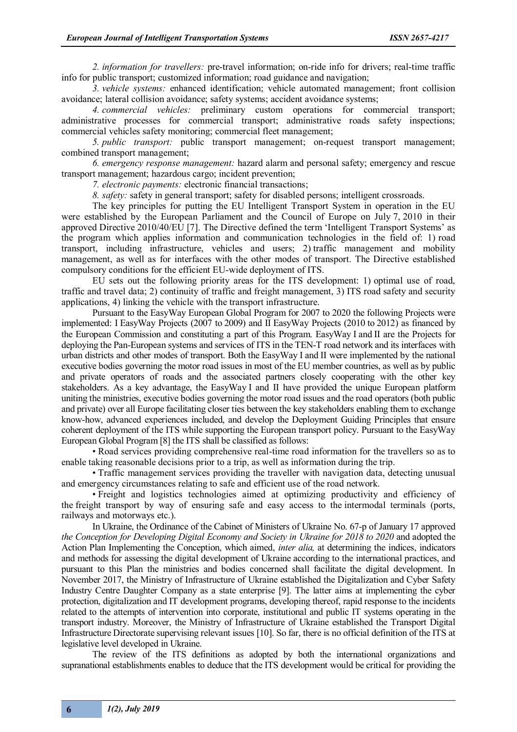*2. information for travellers:* pre-travel information; on-ride info for drivers; real-time traffic info for public transport; customized information; road guidance and navigation;

*3. vehicle systems:* enhanced identification; vehicle automated management; front collision avoidance; lateral collision avoidance; safety systems; accident avoidance systems;

*4. commercial vehicles:* preliminary custom operations for commercial transport; administrative processes for commercial transport; administrative roads safety inspections; commercial vehicles safety monitoring; commercial fleet management;

*5. public transport:* public transport management; on-request transport management; combined transport management;

*6. emergency response management:* hazard alarm and personal safety; emergency and rescue transport management; hazardous cargo; incident prevention;

*7. electronic payments:* electronic financial transactions;

*8. safety:* safety in general transport; safety for disabled persons; intelligent crossroads.

The key principles for putting the EU Intelligent Transport System in operation in the EU were established by the European Parliament and the Council of Europe on July 7, 2010 in their approved Directive 2010/40/EU [7]. The Directive defined the term 'Intelligent Transport Systems' as the program which applies information and communication technologies in the field of: 1) road transport, including infrastructure, vehicles and users; 2) traffic management and mobility management, as well as for interfaces with the other modes of transport. The Directive established compulsory conditions for the efficient EU-wide deployment of ITS.

EU sets out the following priority areas for the ITS development: 1) optimal use of road, traffic and travel data; 2) continuity of traffic and freight management, 3) ITS road safety and security applications, 4) linking the vehicle with the transport infrastructure.

Pursuant to the EasyWay European Global Program for 2007 to 2020 the following Projects were implemented: I EasyWay Projects (2007 to 2009) and II EasyWay Projects (2010 to 2012) as financed by the European Commission and constituting a part of this Program. EasyWay I and II are the Projects for deploying the Pan-European systems and services of ITS in the TEN-T road network and its interfaces with urban districts and other modes of transport. Both the EasyWay I and II were implemented by the national executive bodies governing the motor road issues in most of the EU member countries, as well as by public and private operators of roads and the associated partners closely cooperating with the other key stakeholders. As a key advantage, the EasyWay I and II have provided the unique European platform uniting the ministries, executive bodies governing the motor road issues and the road operators (both public and private) over all Europe facilitating closer ties between the key stakeholders enabling them to exchange know-how, advanced experiences included, and develop the Deployment Guiding Principles that ensure coherent deployment of the ITS while supporting the European transport policy. Pursuant to the EasyWay European Global Program [8] the ITS shall be classified as follows:

• Road services providing comprehensive real-time road information for the travellers so as to enable taking reasonable decisions prior to a trip, as well as information during the trip.

• Traffic management services providing the traveller with navigation data, detecting unusual and emergency circumstances relating to safe and efficient use of the road network.

• Freight and logistics technologies aimed at optimizing productivity and efficiency of the freight transport by way of ensuring safe and easy access to the intermodal terminals (ports, railways and motorways etc.).

In Ukraine, the Ordinance of the Cabinet of Ministers of Ukraine No. 67-p of January 17 approved *the Conception for Developing Digital Economy and Society in Ukraine for 2018 to 2020* and adopted the Action Plan Implementing the Conception, which aimed, *inter alia,* at determining the indices, indicators and methods for assessing the digital development of Ukraine according to the international practices, and pursuant to this Plan the ministries and bodies concerned shall facilitate the digital development. In November 2017, the Ministry of Infrastructure of Ukraine established the Digitalization and Cyber Safety Industry Centre Daughter Company as a state enterprise [9]. The latter aims at implementing the cyber protection, digitalization and IT development programs, developing thereof, rapid response to the incidents related to the attempts of intervention into corporate, institutional and public IT systems operating in the transport industry. Moreover, the Ministry of Infrastructure of Ukraine established the Transport Digital Infrastructure Directorate supervising relevant issues [10]. So far, there is no official definition of the ITS at legislative level developed in Ukraine.

The review of the ITS definitions as adopted by both the international organizations and supranational establishments enables to deduce that the ITS development would be critical for providing the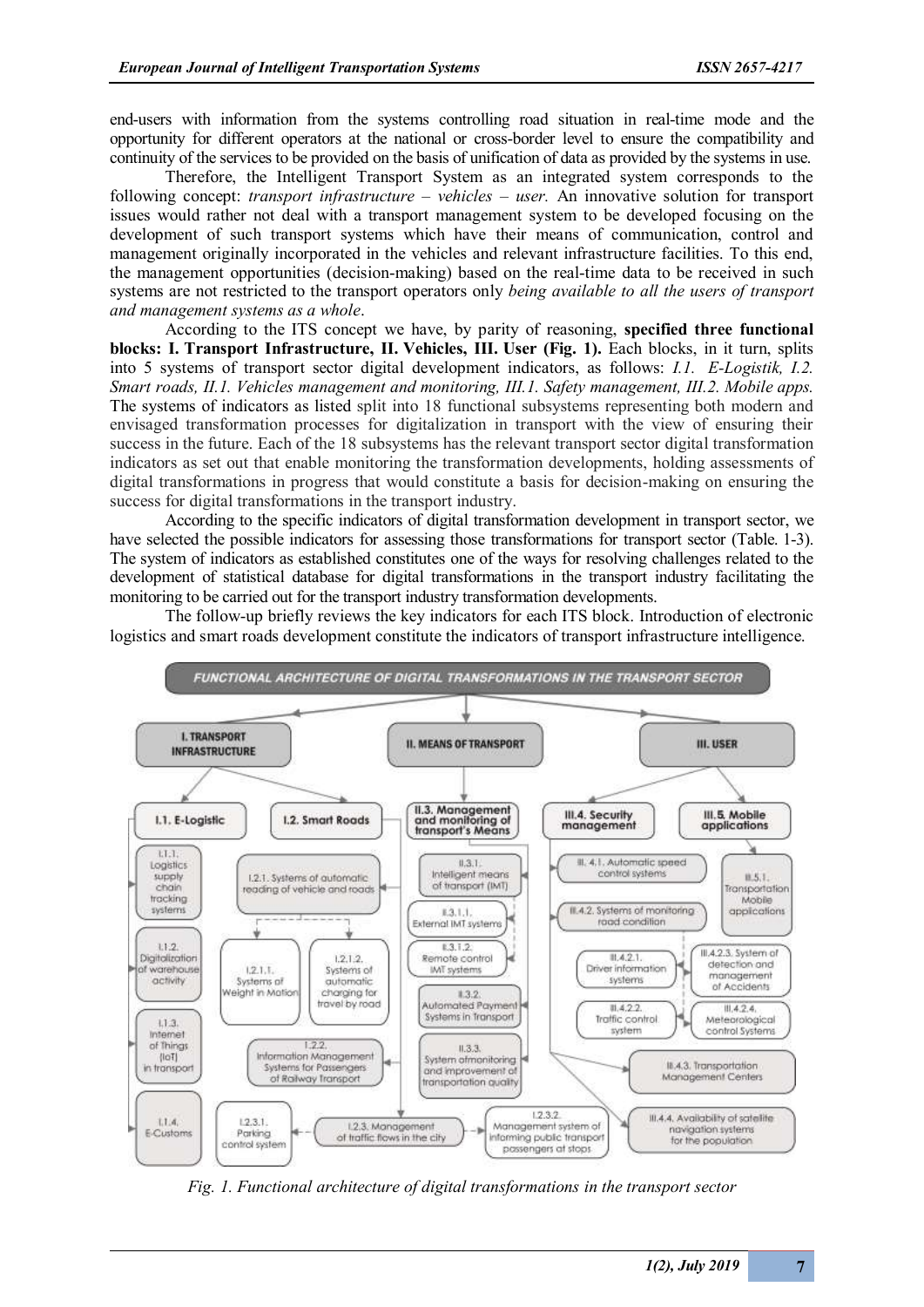end-users with information from the systems controlling road situation in real-time mode and the opportunity for different operators at the national or cross-border level to ensure the compatibility and continuity of the services to be provided on the basis of unification of data as provided by the systems in use.

Therefore, the Intelligent Transport System as an integrated system corresponds to the following concept: *transport infrastructure – vehicles – user.* An innovative solution for transport issues would rather not deal with a transport management system to be developed focusing on the development of such transport systems which have their means of communication, control and management originally incorporated in the vehicles and relevant infrastructure facilities. To this end, the management opportunities (decision-making) based on the real-time data to be received in such systems are not restricted to the transport operators only *being available to all the users of transport and management systems as a whole*.

According to the ITS concept we have, by parity of reasoning, **specified three functional blocks: I. Transport Infrastructure, II. Vehicles, III. User (Fig. 1).** Each blocks, in it turn, splits into 5 systems of transport sector digital development indicators, as follows: *I.1. E-Logistik, I.2. Smart roads, II.1. Vehicles management and monitoring, III.1. Safety management, III.2. Mobile apps.* The systems of indicators as listed split into 18 functional subsystems representing both modern and envisaged transformation processes for digitalization in transport with the view of ensuring their success in the future. Each of the 18 subsystems has the relevant transport sector digital transformation indicators as set out that enable monitoring the transformation developments, holding assessments of digital transformations in progress that would constitute a basis for decision-making on ensuring the success for digital transformations in the transport industry.

According to the specific indicators of digital transformation development in transport sector, we have selected the possible indicators for assessing those transformations for transport sector (Table. 1-3). The system of indicators as established constitutes one of the ways for resolving challenges related to the development of statistical database for digital transformations in the transport industry facilitating the monitoring to be carried out for the transport industry transformation developments.

The follow-up briefly reviews the key indicators for each ITS block. Introduction of electronic logistics and smart roads development constitute the indicators of transport infrastructure intelligence.

FUNCTIONAL ARCHITECTURE OF DIGITAL TRANSFORMATIONS IN THE TRANSPORT SECTOR

I. TRANSPORT INFRASTRUCTURE
- I.1. E-Logistic
  - I.1.1. Logistics supply chain tracking systems
  - I.1.2. Digitalization of warehouse activity
  - I.1.3. Internet of Things (IoT) in transport
  - I.1.4. E-Customs
- I.2. Smart Roads
  - I.2.1. Systems of automatic reading of vehicle and roads
    - I.2.1.1. Systems of Weight in Motion
    - I.2.1.2. Systems of automatic charging for travel by road
  - I.2.2. Information Management Systems for Passengers of Railway Transport
  - I.2.3. Management of traffic flows in the city
    - I.2.3.1. Parking control system
    - I.2.3.2. Management system of informing public transport passengers at stops

II. MEANS OF TRANSPORT
- II.3. Management and monitoring of transport's Means
  - II.3.1. Intelligent means of transport (IMT)
    - II.3.1.1. External IMT systems
    - II.3.1.2. Remote control IMT systems
  - II.3.2. Automated Payment Systems in Transport
  - II.3.3. System of monitoring and improvement of transportation quality

III. USER
- III.4. Security management
  - III. 4.1. Automatic speed control systems
  - III.4.2. Systems of monitoring road condition
    - III.4.2.1. Driver information systems
    - III.4.2.2. Traffic control system
    - III.4.2.3. System of detection and management of Accidents
    - III.4.2.4. Meteorological control Systems
  - III.4.3. Transportation Management Centers
  - III.4.4. Availability of satellite navigation systems for the population
- III.5. Mobile applications
  - III.5.1. Transportation Mobile applications

*Fig. 1. Functional architecture of digital transformations in the transport sector*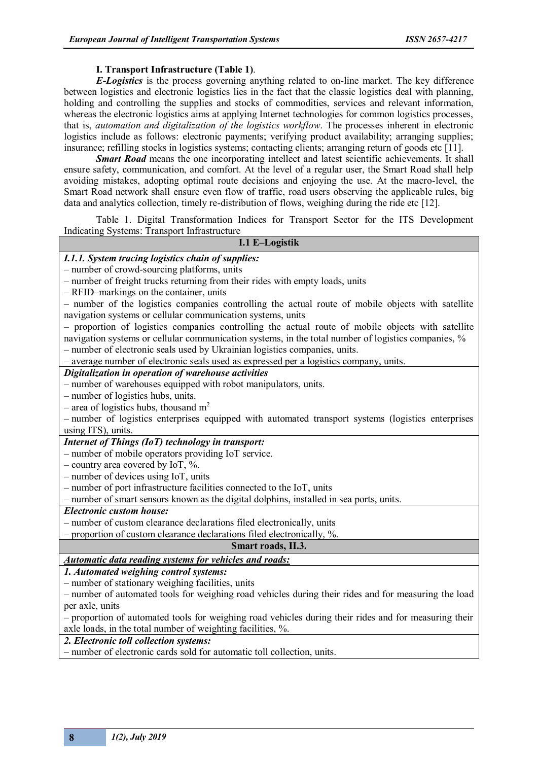**I. Transport Infrastructure (Table 1)**.

***E-Logistics*** is the process governing anything related to on-line market. The key difference between logistics and electronic logistics lies in the fact that the classic logistics deal with planning, holding and controlling the supplies and stocks of commodities, services and relevant information, whereas the electronic logistics aims at applying Internet technologies for common logistics processes, that is, *automation and digitalization of the logistics workflow*. The processes inherent in electronic logistics include as follows: electronic payments; verifying product availability; arranging supplies; insurance; refilling stocks in logistics systems; contacting clients; arranging return of goods etc [11].

***Smart Road*** means the one incorporating intellect and latest scientific achievements. It shall ensure safety, communication, and comfort. At the level of a regular user, the Smart Road shall help avoiding mistakes, adopting optimal route decisions and enjoying the use. At the macro-level, the Smart Road network shall ensure even flow of traffic, road users observing the applicable rules, big data and analytics collection, timely re-distribution of flows, weighing during the ride etc [12].

Table 1. Digital Transformation Indices for Transport Sector for the ITS Development Indicating Systems: Transport Infrastructure

| **I.1 E–Logistik** |
|---|
| ***I.1.1. System tracing logistics chain of supplies:***<br>– number of crowd-sourcing platforms, units<br>– number of freight trucks returning from their rides with empty loads, units<br>– RFID–markings on the container, units<br>– number of the logistics companies controlling the actual route of mobile objects with satellite navigation systems or cellular communication systems, units<br>– proportion of logistics companies controlling the actual route of mobile objects with satellite navigation systems or cellular communication systems, in the total number of logistics companies, %<br>– number of electronic seals used by Ukrainian logistics companies, units.<br>– average number of electronic seals used as expressed per a logistics company, units. |
| ***Digitalization in operation of warehouse activities***<br>– number of warehouses equipped with robot manipulators, units.<br>– number of logistics hubs, units.<br>– area of logistics hubs, thousand $m^2$<br>– number of logistics enterprises equipped with automated transport systems (logistics enterprises using ITS), units. |
| ***Internet of Things (IoT) technology in transport:***<br>– number of mobile operators providing IoT service.<br>– country area covered by IoT, %.<br>– number of devices using IoT, units<br>– number of port infrastructure facilities connected to the IoT, units<br>– number of smart sensors known as the digital dolphins, installed in sea ports, units. |
| ***Electronic custom house:***<br>– number of custom clearance declarations filed electronically, units<br>– proportion of custom clearance declarations filed electronically, %. |
| **Smart roads, II.3.** |
| ***<u>Automatic data reading systems for vehicles and roads:</u>*** |
| ***1. Automated weighing control systems:***<br>– number of stationary weighing facilities, units<br>– number of automated tools for weighing road vehicles during their rides and for measuring the load per axle, units<br>– proportion of automated tools for weighing road vehicles during their rides and for measuring their axle loads, in the total number of weighting facilities, %. |
| ***2. Electronic toll collection systems:***<br>– number of electronic cards sold for automatic toll collection, units. |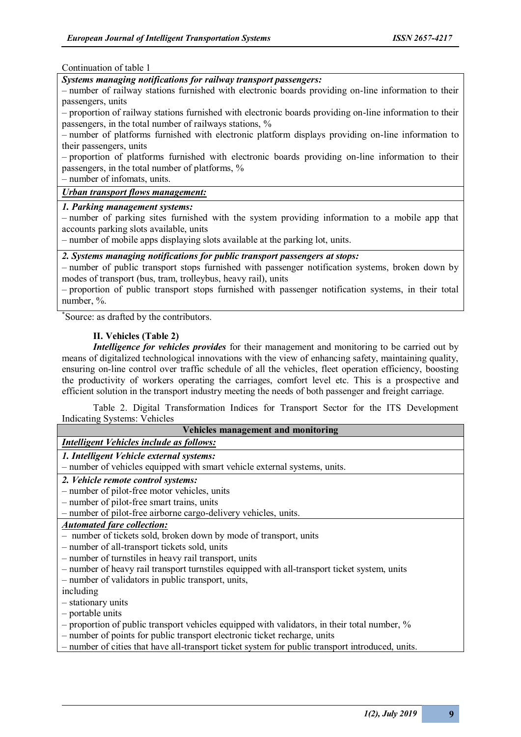Continuation of table 1

| *Systems managing notifications for railway transport passengers:* – number of railway stations furnished with electronic boards providing on-line information to their passengers, units – proportion of railway stations furnished with electronic boards providing on-line information to their passengers, in the total number of railways stations, % – number of platforms furnished with electronic platform displays providing on-line information to their passengers, units – proportion of platforms furnished with electronic boards providing on-line information to their passengers, in the total number of platforms, % – number of infomats, units. |
|---|
| ***Urban transport flows management:*** |
| ***1. Parking management systems:*** – number of parking sites furnished with the system providing information to a mobile app that accounts parking slots available, units – number of mobile apps displaying slots available at the parking lot, units. |
| ***2. Systems managing notifications for public transport passengers at stops:*** – number of public transport stops furnished with passenger notification systems, broken down by modes of transport (bus, tram, trolleybus, heavy rail), units – proportion of public transport stops furnished with passenger notification systems, in their total number, %. |

*Source: as drafted by the contributors.

**II. Vehicles (Table 2)**

***Intelligence for vehicles provides*** for their management and monitoring to be carried out by means of digitalized technological innovations with the view of enhancing safety, maintaining quality, ensuring on-line control over traffic schedule of all the vehicles, fleet operation efficiency, boosting the productivity of workers operating the carriages, comfort level etc. This is a prospective and efficient solution in the transport industry meeting the needs of both passenger and freight carriage.

Table 2. Digital Transformation Indices for Transport Sector for the ITS Development Indicating Systems: Vehicles

| **Vehicles management and monitoring** |
|---|
| ***Intelligent Vehicles include as follows:*** |
| ***1. Intelligent Vehicle external systems:*** – number of vehicles equipped with smart vehicle external systems, units. |
| ***2. Vehicle remote control systems:*** – number of pilot-free motor vehicles, units – number of pilot-free smart trains, units – number of pilot-free airborne cargo-delivery vehicles, units. |
| ***Automated fare collection:*** – number of tickets sold, broken down by mode of transport, units – number of all-transport tickets sold, units – number of turnstiles in heavy rail transport, units – number of heavy rail transport turnstiles equipped with all-transport ticket system, units – number of validators in public transport, units, including – stationary units – portable units – proportion of public transport vehicles equipped with validators, in their total number, % – number of points for public transport electronic ticket recharge, units – number of cities that have all-transport ticket system for public transport introduced, units. |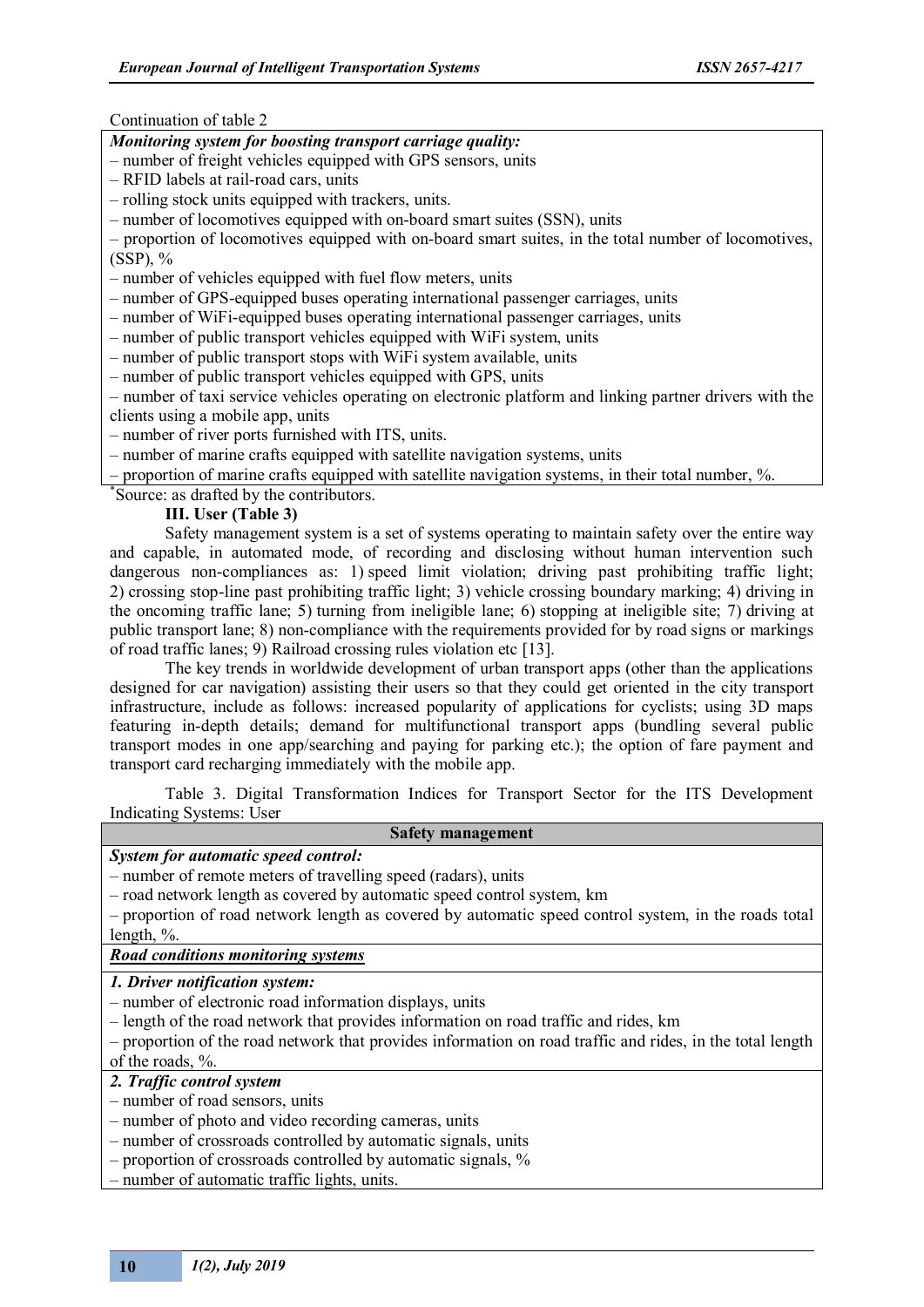Continuation of table 2

| *Monitoring system for boosting transport carriage quality:* |
|---|
| – number of freight vehicles equipped with GPS sensors, units<br>– RFID labels at rail-road cars, units<br>– rolling stock units equipped with trackers, units.<br>– number of locomotives equipped with on-board smart suites (SSN), units<br>– proportion of locomotives equipped with on-board smart suites, in the total number of locomotives, (SSP), %<br>– number of vehicles equipped with fuel flow meters, units<br>– number of GPS-equipped buses operating international passenger carriages, units<br>– number of WiFi-equipped buses operating international passenger carriages, units<br>– number of public transport vehicles equipped with WiFi system, units<br>– number of public transport stops with WiFi system available, units<br>– number of public transport vehicles equipped with GPS, units<br>– number of taxi service vehicles operating on electronic platform and linking partner drivers with the clients using a mobile app, units<br>– number of river ports furnished with ITS, units.<br>– number of marine crafts equipped with satellite navigation systems, units<br>– proportion of marine crafts equipped with satellite navigation systems, in their total number, %. |

*Source: as drafted by the contributors.

**III. User (Table 3)**

Safety management system is a set of systems operating to maintain safety over the entire way and capable, in automated mode, of recording and disclosing without human intervention such dangerous non-compliances as: 1) speed limit violation; driving past prohibiting traffic light; 2) crossing stop-line past prohibiting traffic light; 3) vehicle crossing boundary marking; 4) driving in the oncoming traffic lane; 5) turning from ineligible lane; 6) stopping at ineligible site; 7) driving at public transport lane; 8) non-compliance with the requirements provided for by road signs or markings of road traffic lanes; 9) Railroad crossing rules violation etc [13].

The key trends in worldwide development of urban transport apps (other than the applications designed for car navigation) assisting their users so that they could get oriented in the city transport infrastructure, include as follows: increased popularity of applications for cyclists; using 3D maps featuring in-depth details; demand for multifunctional transport apps (bundling several public transport modes in one app/searching and paying for parking etc.); the option of fare payment and transport card recharging immediately with the mobile app.

Table 3. Digital Transformation Indices for Transport Sector for the ITS Development Indicating Systems: User

| **Safety management** |
|---|
| ***System for automatic speed control:***<br>– number of remote meters of travelling speed (radars), units<br>– road network length as covered by automatic speed control system, km<br>– proportion of road network length as covered by automatic speed control system, in the roads total length, %. |
| ***Road conditions monitoring systems*** |
| ***1. Driver notification system:***<br>– number of electronic road information displays, units<br>– length of the road network that provides information on road traffic and rides, km<br>– proportion of the road network that provides information on road traffic and rides, in the total length of the roads, %. |
| ***2. Traffic control system***<br>– number of road sensors, units<br>– number of photo and video recording cameras, units<br>– number of crossroads controlled by automatic signals, units<br>– proportion of crossroads controlled by automatic signals, %<br>– number of automatic traffic lights, units. |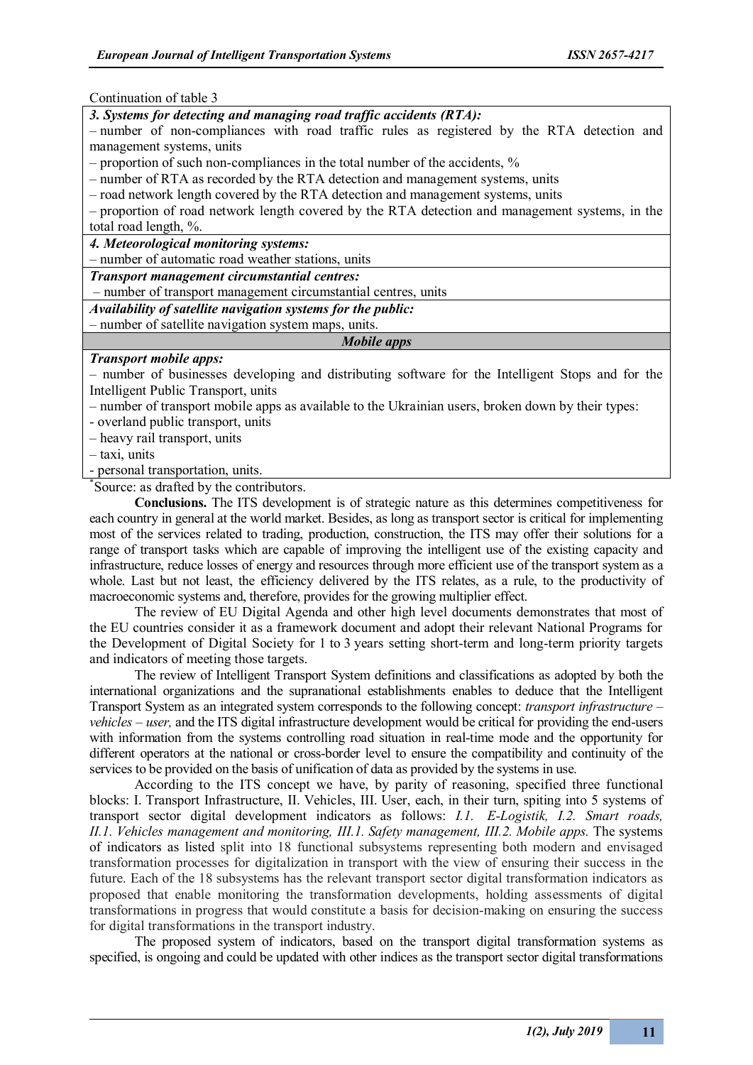Continuation of table 3

| |
|---|
| ***3. Systems for detecting and managing road traffic accidents (RTA):***<br>– number of non-compliances with road traffic rules as registered by the RTA detection and management systems, units<br>– proportion of such non-compliances in the total number of the accidents, %<br>– number of RTA as recorded by the RTA detection and management systems, units<br>– road network length covered by the RTA detection and management systems, units<br>– proportion of road network length covered by the RTA detection and management systems, in the total road length, %. |
| ***4. Meteorological monitoring systems:***<br>– number of automatic road weather stations, units |
| ***Transport management circumstantial centres:***<br>– number of transport management circumstantial centres, units |
| ***Availability of satellite navigation systems for the public:***<br>– number of satellite navigation system maps, units. |
| ***Mobile apps*** |
| ***Transport mobile apps:***<br>– number of businesses developing and distributing software for the Intelligent Stops and for the Intelligent Public Transport, units<br>– number of transport mobile apps as available to the Ukrainian users, broken down by their types:<br>- overland public transport, units<br>– heavy rail transport, units<br>– taxi, units<br>- personal transportation, units. |

*Source: as drafted by the contributors.

**Conclusions.** The ITS development is of strategic nature as this determines competitiveness for each country in general at the world market. Besides, as long as transport sector is critical for implementing most of the services related to trading, production, construction, the ITS may offer their solutions for a range of transport tasks which are capable of improving the intelligent use of the existing capacity and infrastructure, reduce losses of energy and resources through more efficient use of the transport system as a whole. Last but not least, the efficiency delivered by the ITS relates, as a rule, to the productivity of macroeconomic systems and, therefore, provides for the growing multiplier effect.

The review of EU Digital Agenda and other high level documents demonstrates that most of the EU countries consider it as a framework document and adopt their relevant National Programs for the Development of Digital Society for 1 to 3 years setting short-term and long-term priority targets and indicators of meeting those targets.

The review of Intelligent Transport System definitions and classifications as adopted by both the international organizations and the supranational establishments enables to deduce that the Intelligent Transport System as an integrated system corresponds to the following concept: *transport infrastructure – vehicles – user,* and the ITS digital infrastructure development would be critical for providing the end-users with information from the systems controlling road situation in real-time mode and the opportunity for different operators at the national or cross-border level to ensure the compatibility and continuity of the services to be provided on the basis of unification of data as provided by the systems in use.

According to the ITS concept we have, by parity of reasoning, specified three functional blocks: I. Transport Infrastructure, II. Vehicles, III. User, each, in their turn, spiting into 5 systems of transport sector digital development indicators as follows: *I.1. E-Logistik, I.2. Smart roads, II.1. Vehicles management and monitoring, III.1. Safety management, III.2. Mobile apps.* The systems of indicators as listed split into 18 functional subsystems representing both modern and envisaged transformation processes for digitalization in transport with the view of ensuring their success in the future. Each of the 18 subsystems has the relevant transport sector digital transformation indicators as proposed that enable monitoring the transformation developments, holding assessments of digital transformations in progress that would constitute a basis for decision-making on ensuring the success for digital transformations in the transport industry.

The proposed system of indicators, based on the transport digital transformation systems as specified, is ongoing and could be updated with other indices as the transport sector digital transformations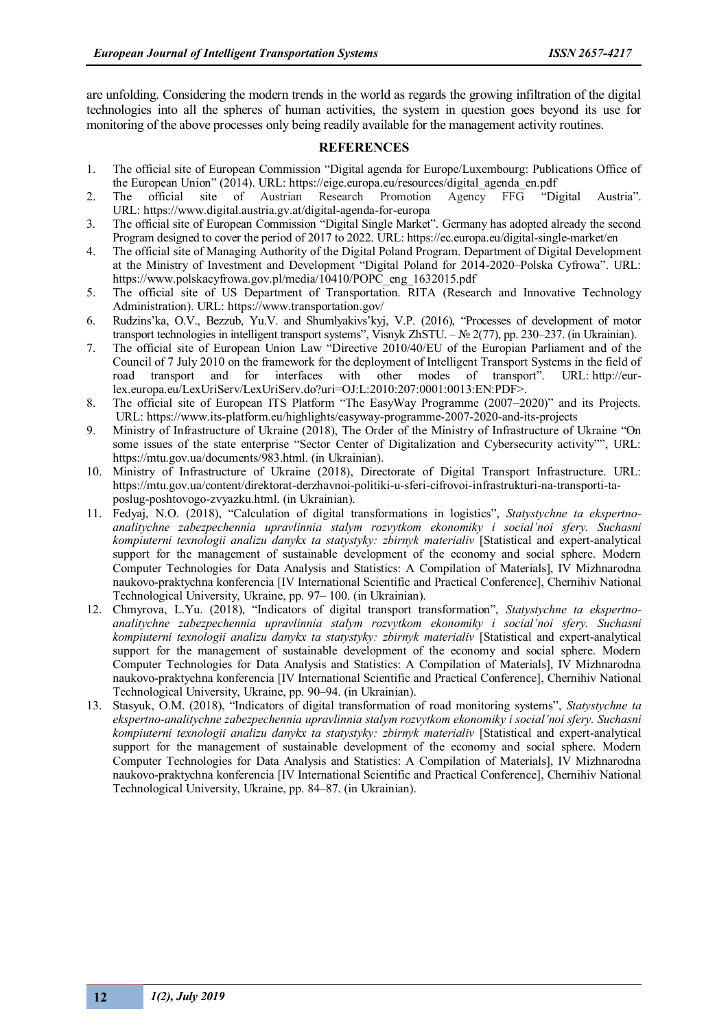are unfolding. Considering the modern trends in the world as regards the growing infiltration of the digital technologies into all the spheres of human activities, the system in question goes beyond its use for monitoring of the above processes only being readily available for the management activity routines.

## REFERENCES

1. The official site of European Commission "Digital agenda for Europe/Luxembourg: Publications Office of the European Union" (2014). URL: https://eige.europa.eu/resources/digital_agenda_en.pdf
2. The official site of Austrian Research Promotion Agency FFG "Digital Austria". URL: https://www.digital.austria.gv.at/digital-agenda-for-europa
3. The official site of European Commission "Digital Single Market". Germany has adopted already the second Program designed to cover the period of 2017 to 2022. URL: https://ec.europa.eu/digital-single-market/en
4. The official site of Managing Authority of the Digital Poland Program. Department of Digital Development at the Ministry of Investment and Development "Digital Poland for 2014-2020–Polska Cyfrowa". URL: https://www.polskacyfrowa.gov.pl/media/10410/POPC_eng_1632015.pdf
5. The official site of US Department of Transportation. RITA (Research and Innovative Technology Administration). URL: https://www.transportation.gov/
6. Rudzins'ka, O.V., Bezzub, Yu.V. and Shumlyakivs'kyj, V.P. (2016), "Processes of development of motor transport technologies in intelligent transport systems", Visnyk ZhSTU. – № 2(77), pp. 230–237. (in Ukrainian).
7. The official site of European Union Law "Directive 2010/40/EU of the Europian Parliament and of the Council of 7 July 2010 on the framework for the deployment of Intelligent Transport Systems in the field of road transport and for interfaces with other modes of transport". URL: http://eur-lex.europa.eu/LexUriServ/LexUriServ.do?uri=OJ:L:2010:207:0001:0013:EN:PDF>.
8. The official site of European ITS Platform "The EasyWay Programme (2007–2020)" and its Projects. URL: https://www.its-platform.eu/highlights/easyway-programme-2007-2020-and-its-projects
9. Ministry of Infrastructure of Ukraine (2018), The Order of the Ministry of Infrastructure of Ukraine "On some issues of the state enterprise "Sector Center of Digitalization and Cybersecurity activity"", URL: https://mtu.gov.ua/documents/983.html. (in Ukrainian).
10. Ministry of Infrastructure of Ukraine (2018), Directorate of Digital Transport Infrastructure. URL: https://mtu.gov.ua/content/direktorat-derzhavnoi-politiki-u-sferi-cifrovoi-infrastrukturi-na-transporti-ta-poslug-poshtovogo-zvyazku.html. (in Ukrainian).
11. Fedyaj, N.O. (2018), "Calculation of digital transformations in logistics", *Statystychne ta ekspertno-analitychne zabezpechennia upravlinnia stalym rozvytkom ekonomiky i social'noi sfery. Suchasni kompiuterni texnologii analizu danykx ta statystyky: zbirnyk materialiv* [Statistical and expert-analytical support for the management of sustainable development of the economy and social sphere. Modern Computer Technologies for Data Analysis and Statistics: A Compilation of Materials], IV Mizhnarodna naukovo-praktychna konferencia [IV International Scientific and Practical Conference], Chernihiv National Technological University, Ukraine, pp. 97– 100. (in Ukrainian).
12. Chmyrova, L.Yu. (2018), "Indicators of digital transport transformation", *Statystychne ta ekspertno-analitychne zabezpechennia upravlinnia stalym rozvytkom ekonomiky i social'noi sfery. Suchasni kompiuterni texnologii analizu danykx ta statystyky: zbirnyk materialiv* [Statistical and expert-analytical support for the management of sustainable development of the economy and social sphere. Modern Computer Technologies for Data Analysis and Statistics: A Compilation of Materials], IV Mizhnarodna naukovo-praktychna konferencia [IV International Scientific and Practical Conference], Chernihiv National Technological University, Ukraine, pp. 90–94. (in Ukrainian).
13. Stasyuk, O.M. (2018), "Indicators of digital transformation of road monitoring systems", *Statystychne ta ekspertno-analitychne zabezpechennia upravlinnia stalym rozvytkom ekonomiky i social'noi sfery. Suchasni kompiuterni texnologii analizu danykx ta statystyky: zbirnyk materialiv* [Statistical and expert-analytical support for the management of sustainable development of the economy and social sphere. Modern Computer Technologies for Data Analysis and Statistics: A Compilation of Materials], IV Mizhnarodna naukovo-praktychna konferencia [IV International Scientific and Practical Conference], Chernihiv National Technological University, Ukraine, pp. 84–87. (in Ukrainian).